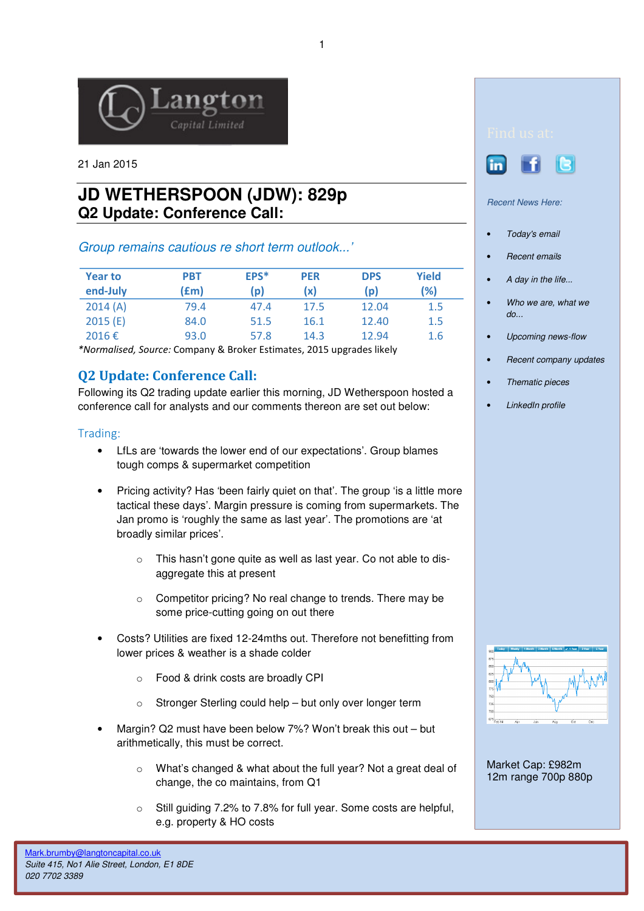Langton Capital Limited

21 Jan 2015

# JD WETHERSPOON (JDW): 829p
## Q2 Update: Conference Call:

*Group remains cautious re short term outlook...'*

| Year to end-July | PBT (£m) | EPS* (p) | PER (x) | DPS (p) | Yield (%) |
|---|---|---|---|---|---|
| 2014 (A) | 79.4 | 47.4 | 17.5 | 12.04 | 1.5 |
| 2015 (E) | 84.0 | 51.5 | 16.1 | 12.40 | 1.5 |
| 2016 € | 93.0 | 57.8 | 14.3 | 12.94 | 1.6 |

*Normalised, *Source:* Company & Broker Estimates, 2015 upgrades likely

## Q2 Update: Conference Call:

Following its Q2 trading update earlier this morning, JD Wetherspoon hosted a conference call for analysts and our comments thereon are set out below:

### Trading:

- LfLs are 'towards the lower end of our expectations'. Group blames tough comps & supermarket competition
- Pricing activity? Has 'been fairly quiet on that'. The group 'is a little more tactical these days'. Margin pressure is coming from supermarkets. The Jan promo is 'roughly the same as last year'. The promotions are 'at broadly similar prices'.
  - This hasn't gone quite as well as last year. Co not able to dis-aggregate this at present
  - Competitor pricing? No real change to trends. There may be some price-cutting going on out there
- Costs? Utilities are fixed 12-24mths out. Therefore not benefitting from lower prices & weather is a shade colder
  - Food & drink costs are broadly CPI
  - Stronger Sterling could help – but only over longer term
- Margin? Q2 must have been below 7%? Won't break this out – but arithmetically, this must be correct.
  - What's changed & what about the full year? Not a great deal of change, the co maintains, from Q1
  - Still guiding 7.2% to 7.8% for full year. Some costs are helpful, e.g. property & HO costs

Find us at:

*Recent News Here:*

- *Today's email*
- *Recent emails*
- *A day in the life...*
- *Who we are, what we do...*
- *Upcoming news-flow*
- *Recent company updates*
- *Thematic pieces*
- *LinkedIn profile*

Market Cap: £982m
12m range 700p 880p

Mark.brumby@langtoncapital.co.uk
*Suite 415, No1 Alie Street, London, E1 8DE*
*020 7702 3389*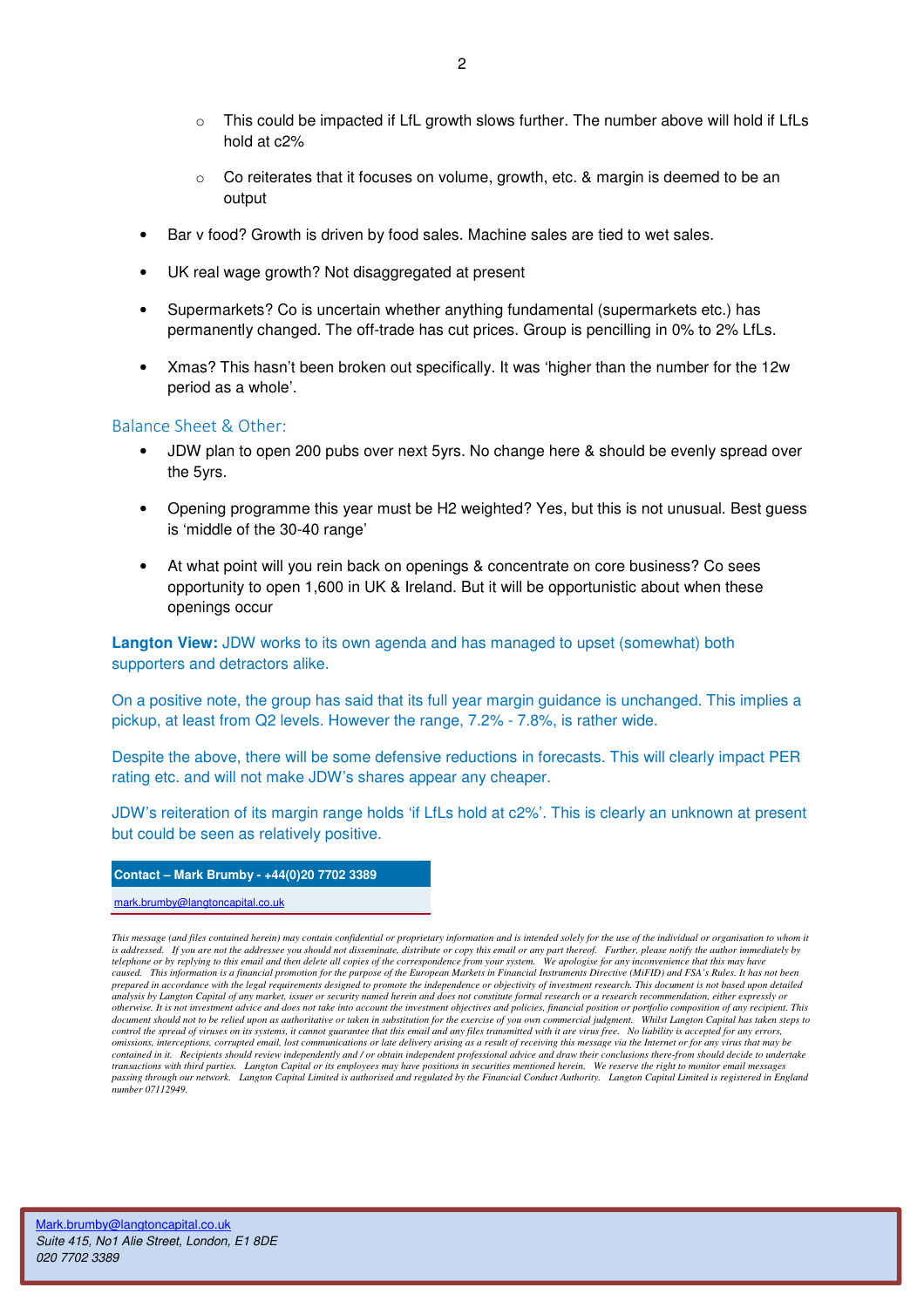- This could be impacted if LfL growth slows further. The number above will hold if LfLs hold at c2%
  - Co reiterates that it focuses on volume, growth, etc. & margin is deemed to be an output

- Bar v food? Growth is driven by food sales. Machine sales are tied to wet sales.

- UK real wage growth? Not disaggregated at present

- Supermarkets? Co is uncertain whether anything fundamental (supermarkets etc.) has permanently changed. The off-trade has cut prices. Group is pencilling in 0% to 2% LfLs.

- Xmas? This hasn't been broken out specifically. It was 'higher than the number for the 12w period as a whole'.

## Balance Sheet & Other:

- JDW plan to open 200 pubs over next 5yrs. No change here & should be evenly spread over the 5yrs.

- Opening programme this year must be H2 weighted? Yes, but this is not unusual. Best guess is 'middle of the 30-40 range'

- At what point will you rein back on openings & concentrate on core business? Co sees opportunity to open 1,600 in UK & Ireland. But it will be opportunistic about when these openings occur

**Langton View:** JDW works to its own agenda and has managed to upset (somewhat) both supporters and detractors alike.

On a positive note, the group has said that its full year margin guidance is unchanged. This implies a pickup, at least from Q2 levels. However the range, 7.2% - 7.8%, is rather wide.

Despite the above, there will be some defensive reductions in forecasts. This will clearly impact PER rating etc. and will not make JDW's shares appear any cheaper.

JDW's reiteration of its margin range holds 'if LfLs hold at c2%'. This is clearly an unknown at present but could be seen as relatively positive.

**Contact – Mark Brumby - +44(0)20 7702 3389**

mark.brumby@langtoncapital.co.uk

*This message (and files contained herein) may contain confidential or proprietary information and is intended solely for the use of the individual or organisation to whom it is addressed. If you are not the addressee you should not disseminate, distribute or copy this email or any part thereof. Further, please notify the author immediately by telephone or by replying to this email and then delete all copies of the correspondence from your system. We apologise for any inconvenience that this may have caused. This information is a financial promotion for the purpose of the European Markets in Financial Instruments Directive (MiFID) and FSA's Rules. It has not been prepared in accordance with the legal requirements designed to promote the independence or objectivity of investment research. This document is not based upon detailed analysis by Langton Capital of any market, issuer or security named herein and does not constitute formal research or a research recommendation, either expressly or otherwise. It is not investment advice and does not take into account the investment objectives and policies, financial position or portfolio composition of any recipient. This document should not to be relied upon as authoritative or taken in substitution for the exercise of you own commercial judgment. Whilst Langton Capital has taken steps to control the spread of viruses on its systems, it cannot guarantee that this email and any files transmitted with it are virus free. No liability is accepted for any errors, omissions, interceptions, corrupted email, lost communications or late delivery arising as a result of receiving this message via the Internet or for any virus that may be contained in it. Recipients should review independently and / or obtain independent professional advice and draw their conclusions there-from should decide to undertake transactions with third parties. Langton Capital or its employees may have positions in securities mentioned herein. We reserve the right to monitor email messages passing through our network. Langton Capital Limited is authorised and regulated by the Financial Conduct Authority. Langton Capital Limited is registered in England number 07112949.*

Mark.brumby@langtoncapital.co.uk
*Suite 415, No1 Alie Street, London, E1 8DE*
*020 7702 3389*